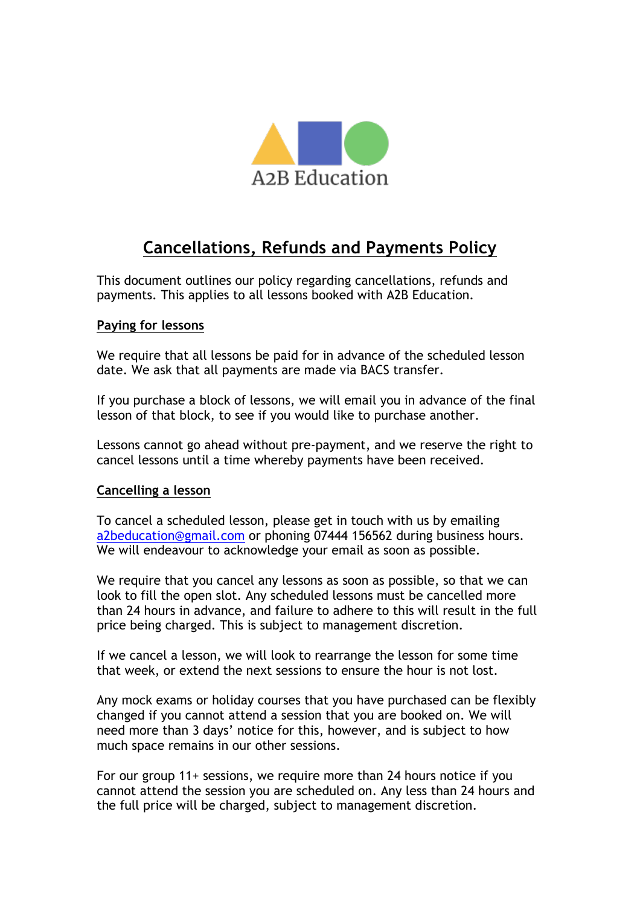A2B Education

# Cancellations, Refunds and Payments Policy

This document outlines our policy regarding cancellations, refunds and payments. This applies to all lessons booked with A2B Education.

## Paying for lessons

We require that all lessons be paid for in advance of the scheduled lesson date. We ask that all payments are made via BACS transfer.

If you purchase a block of lessons, we will email you in advance of the final lesson of that block, to see if you would like to purchase another.

Lessons cannot go ahead without pre-payment, and we reserve the right to cancel lessons until a time whereby payments have been received.

## Cancelling a lesson

To cancel a scheduled lesson, please get in touch with us by emailing a2beducation@gmail.com or phoning 07444 156562 during business hours. We will endeavour to acknowledge your email as soon as possible.

We require that you cancel any lessons as soon as possible, so that we can look to fill the open slot. Any scheduled lessons must be cancelled more than 24 hours in advance, and failure to adhere to this will result in the full price being charged. This is subject to management discretion.

If we cancel a lesson, we will look to rearrange the lesson for some time that week, or extend the next sessions to ensure the hour is not lost.

Any mock exams or holiday courses that you have purchased can be flexibly changed if you cannot attend a session that you are booked on. We will need more than 3 days' notice for this, however, and is subject to how much space remains in our other sessions.

For our group 11+ sessions, we require more than 24 hours notice if you cannot attend the session you are scheduled on. Any less than 24 hours and the full price will be charged, subject to management discretion.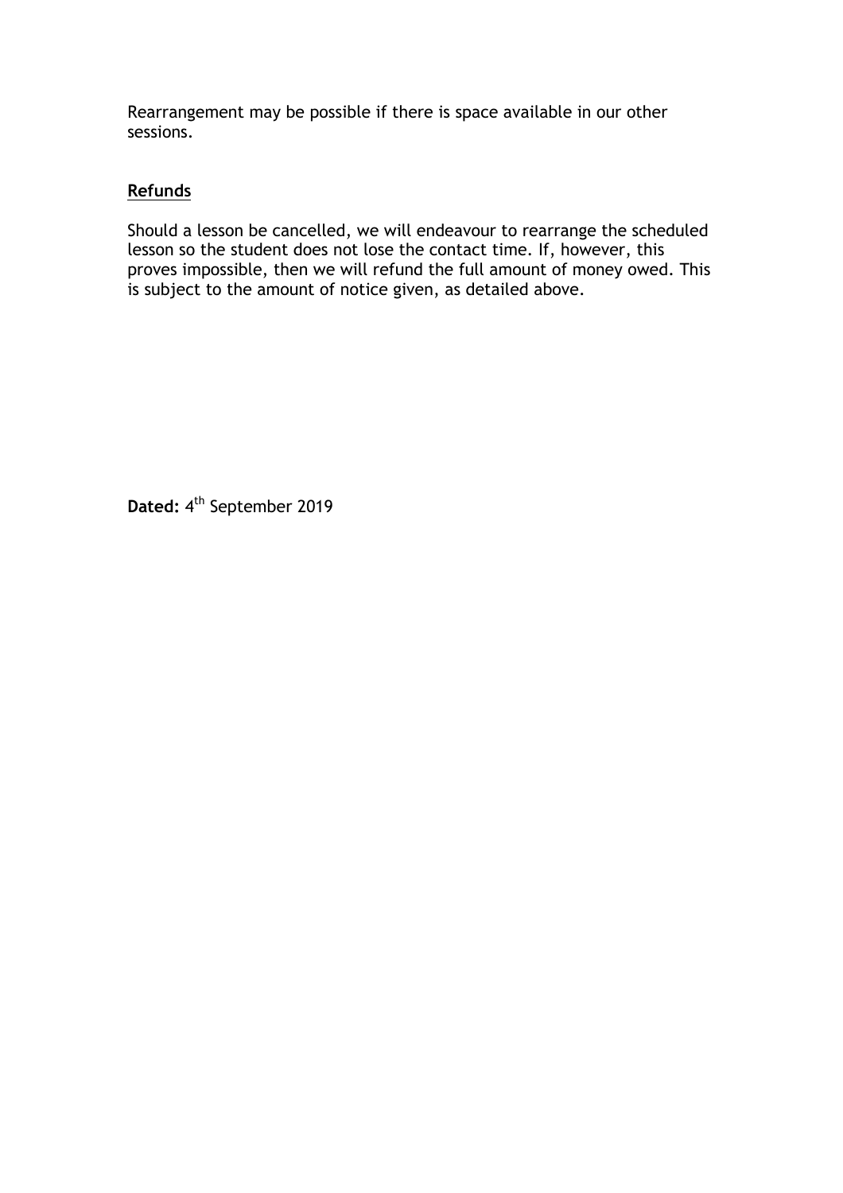Rearrangement may be possible if there is space available in our other sessions.

## Refunds

Should a lesson be cancelled, we will endeavour to rearrange the scheduled lesson so the student does not lose the contact time. If, however, this proves impossible, then we will refund the full amount of money owed. This is subject to the amount of notice given, as detailed above.

**Dated:** 4th September 2019